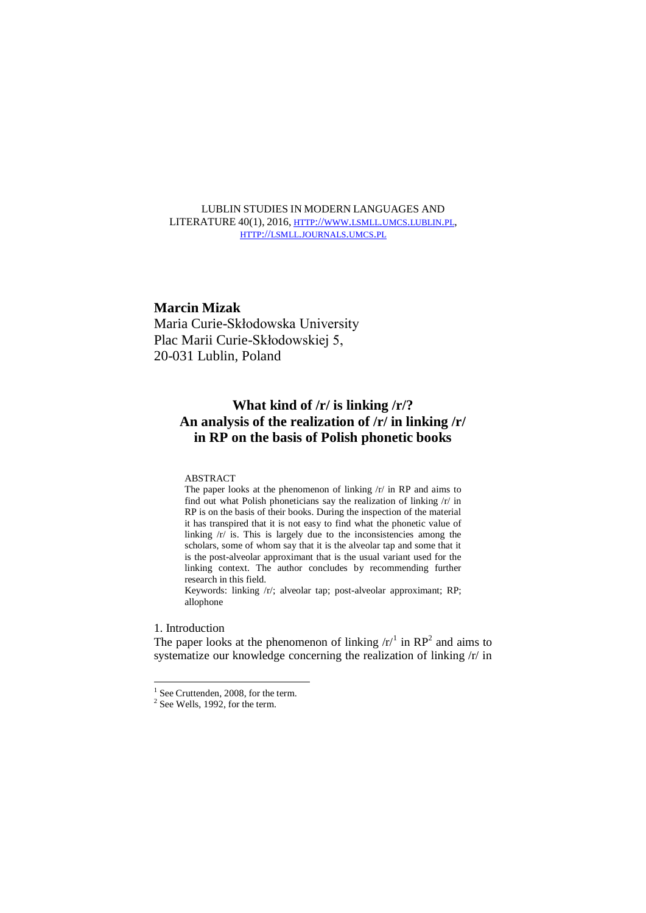LUBLIN STUDIES IN MODERN LANGUAGES AND LITERATURE 40(1), 2016, HTTP://WWW.LSMLL.UMCS.LUBLIN.PL, HTTP://LSMLL.JOURNALS.UMCS.PL

**Marcin Mizak**
Maria Curie-Skłodowska University
Plac Marii Curie-Skłodowskiej 5,
20-031 Lublin, Poland

# What kind of /r/ is linking /r/? An analysis of the realization of /r/ in linking /r/ in RP on the basis of Polish phonetic books

ABSTRACT

The paper looks at the phenomenon of linking /r/ in RP and aims to find out what Polish phoneticians say the realization of linking /r/ in RP is on the basis of their books. During the inspection of the material it has transpired that it is not easy to find what the phonetic value of linking /r/ is. This is largely due to the inconsistencies among the scholars, some of whom say that it is the alveolar tap and some that it is the post-alveolar approximant that is the usual variant used for the linking context. The author concludes by recommending further research in this field.

Keywords: linking /r/; alveolar tap; post-alveolar approximant; RP; allophone

## 1. Introduction

The paper looks at the phenomenon of linking /r/[1] in RP[2] and aims to systematize our knowledge concerning the realization of linking /r/ in

[1] See Cruttenden, 2008, for the term.

[2] See Wells, 1992, for the term.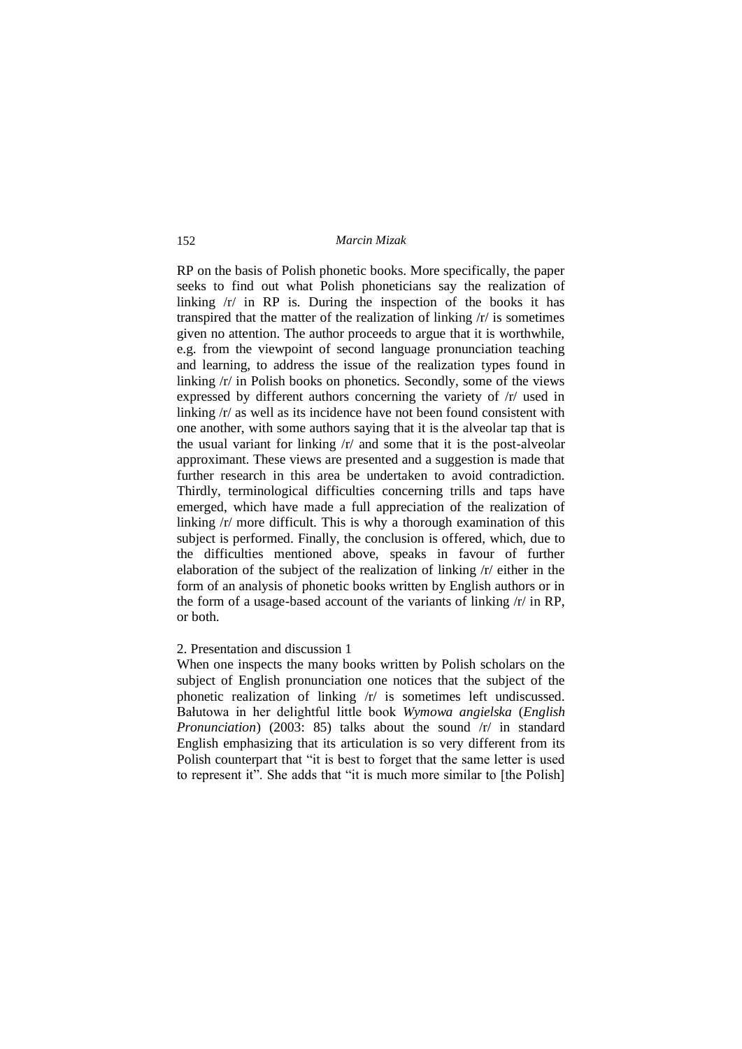RP on the basis of Polish phonetic books. More specifically, the paper seeks to find out what Polish phoneticians say the realization of linking /r/ in RP is. During the inspection of the books it has transpired that the matter of the realization of linking /r/ is sometimes given no attention. The author proceeds to argue that it is worthwhile, e.g. from the viewpoint of second language pronunciation teaching and learning, to address the issue of the realization types found in linking /r/ in Polish books on phonetics. Secondly, some of the views expressed by different authors concerning the variety of /r/ used in linking /r/ as well as its incidence have not been found consistent with one another, with some authors saying that it is the alveolar tap that is the usual variant for linking /r/ and some that it is the post-alveolar approximant. These views are presented and a suggestion is made that further research in this area be undertaken to avoid contradiction. Thirdly, terminological difficulties concerning trills and taps have emerged, which have made a full appreciation of the realization of linking /r/ more difficult. This is why a thorough examination of this subject is performed. Finally, the conclusion is offered, which, due to the difficulties mentioned above, speaks in favour of further elaboration of the subject of the realization of linking /r/ either in the form of an analysis of phonetic books written by English authors or in the form of a usage-based account of the variants of linking /r/ in RP, or both.

## 2. Presentation and discussion 1

When one inspects the many books written by Polish scholars on the subject of English pronunciation one notices that the subject of the phonetic realization of linking /r/ is sometimes left undiscussed. Bałutowa in her delightful little book *Wymowa angielska* (*English Pronunciation*) (2003: 85) talks about the sound /r/ in standard English emphasizing that its articulation is so very different from its Polish counterpart that "it is best to forget that the same letter is used to represent it". She adds that "it is much more similar to [the Polish]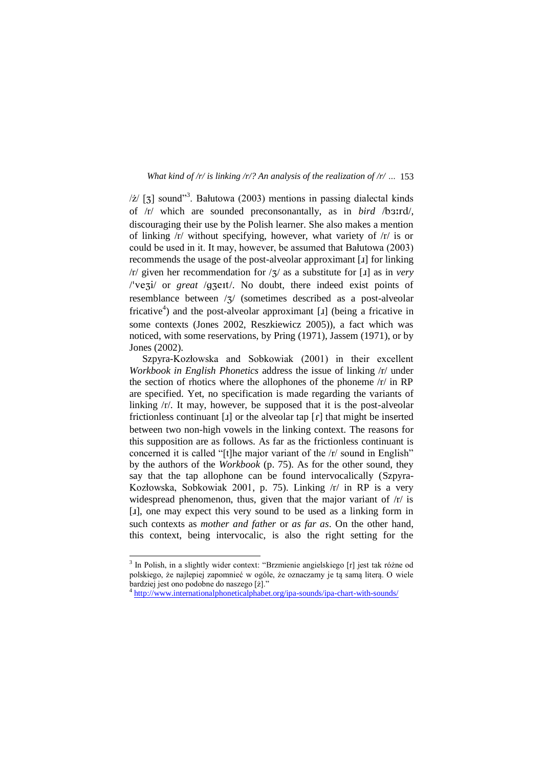/ż/ [ʒ] sound"[3]. Bałutowa (2003) mentions in passing dialectal kinds of /r/ which are sounded preconsonantally, as in *bird* /bɜːrd/, discouraging their use by the Polish learner. She also makes a mention of linking /r/ without specifying, however, what variety of /r/ is or could be used in it. It may, however, be assumed that Bałutowa (2003) recommends the usage of the post-alveolar approximant [ɹ] for linking /r/ given her recommendation for /ʒ/ as a substitute for [ɹ] as in *very* /ˈveʒi/ or *great* /gʒeɪt/. No doubt, there indeed exist points of resemblance between /ʒ/ (sometimes described as a post-alveolar fricative[4]) and the post-alveolar approximant [ɹ] (being a fricative in some contexts (Jones 2002, Reszkiewicz 2005)), a fact which was noticed, with some reservations, by Pring (1971), Jassem (1971), or by Jones (2002).

Szpyra-Kozłowska and Sobkowiak (2001) in their excellent *Workbook in English Phonetics* address the issue of linking /r/ under the section of rhotics where the allophones of the phoneme /r/ in RP are specified. Yet, no specification is made regarding the variants of linking /r/. It may, however, be supposed that it is the post-alveolar frictionless continuant [ɹ] or the alveolar tap [ɾ] that might be inserted between two non-high vowels in the linking context. The reasons for this supposition are as follows. As far as the frictionless continuant is concerned it is called "[t]he major variant of the /r/ sound in English" by the authors of the *Workbook* (p. 75). As for the other sound, they say that the tap allophone can be found intervocalically (Szpyra-Kozłowska, Sobkowiak 2001, p. 75). Linking /r/ in RP is a very widespread phenomenon, thus, given that the major variant of /r/ is [ɹ], one may expect this very sound to be used as a linking form in such contexts as *mother and father* or *as far as*. On the other hand, this context, being intervocalic, is also the right setting for the

---

[3] In Polish, in a slightly wider context: "Brzmienie angielskiego [r] jest tak różne od polskiego, że najlepiej zapomnieć w ogóle, że oznaczamy je tą samą literą. O wiele bardziej jest ono podobne do naszego [ż]."

[4] http://www.internationalphoneticalphabet.org/ipa-sounds/ipa-chart-with-sounds/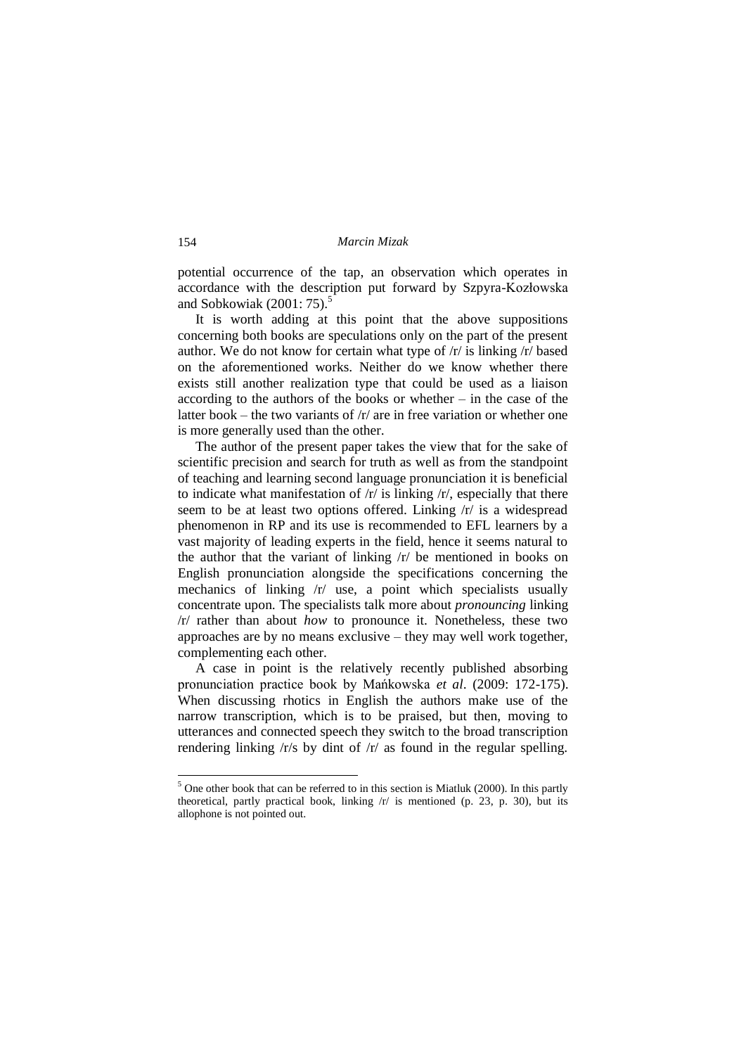potential occurrence of the tap, an observation which operates in accordance with the description put forward by Szpyra-Kozłowska and Sobkowiak (2001: 75).[5]

It is worth adding at this point that the above suppositions concerning both books are speculations only on the part of the present author. We do not know for certain what type of /r/ is linking /r/ based on the aforementioned works. Neither do we know whether there exists still another realization type that could be used as a liaison according to the authors of the books or whether – in the case of the latter book – the two variants of /r/ are in free variation or whether one is more generally used than the other.

The author of the present paper takes the view that for the sake of scientific precision and search for truth as well as from the standpoint of teaching and learning second language pronunciation it is beneficial to indicate what manifestation of /r/ is linking /r/, especially that there seem to be at least two options offered. Linking /r/ is a widespread phenomenon in RP and its use is recommended to EFL learners by a vast majority of leading experts in the field, hence it seems natural to the author that the variant of linking /r/ be mentioned in books on English pronunciation alongside the specifications concerning the mechanics of linking /r/ use, a point which specialists usually concentrate upon. The specialists talk more about *pronouncing* linking /r/ rather than about *how* to pronounce it. Nonetheless, these two approaches are by no means exclusive – they may well work together, complementing each other.

A case in point is the relatively recently published absorbing pronunciation practice book by Mańkowska *et al*. (2009: 172-175). When discussing rhotics in English the authors make use of the narrow transcription, which is to be praised, but then, moving to utterances and connected speech they switch to the broad transcription rendering linking /r/s by dint of /r/ as found in the regular spelling.

[5] One other book that can be referred to in this section is Miatluk (2000). In this partly theoretical, partly practical book, linking /r/ is mentioned (p. 23, p. 30), but its allophone is not pointed out.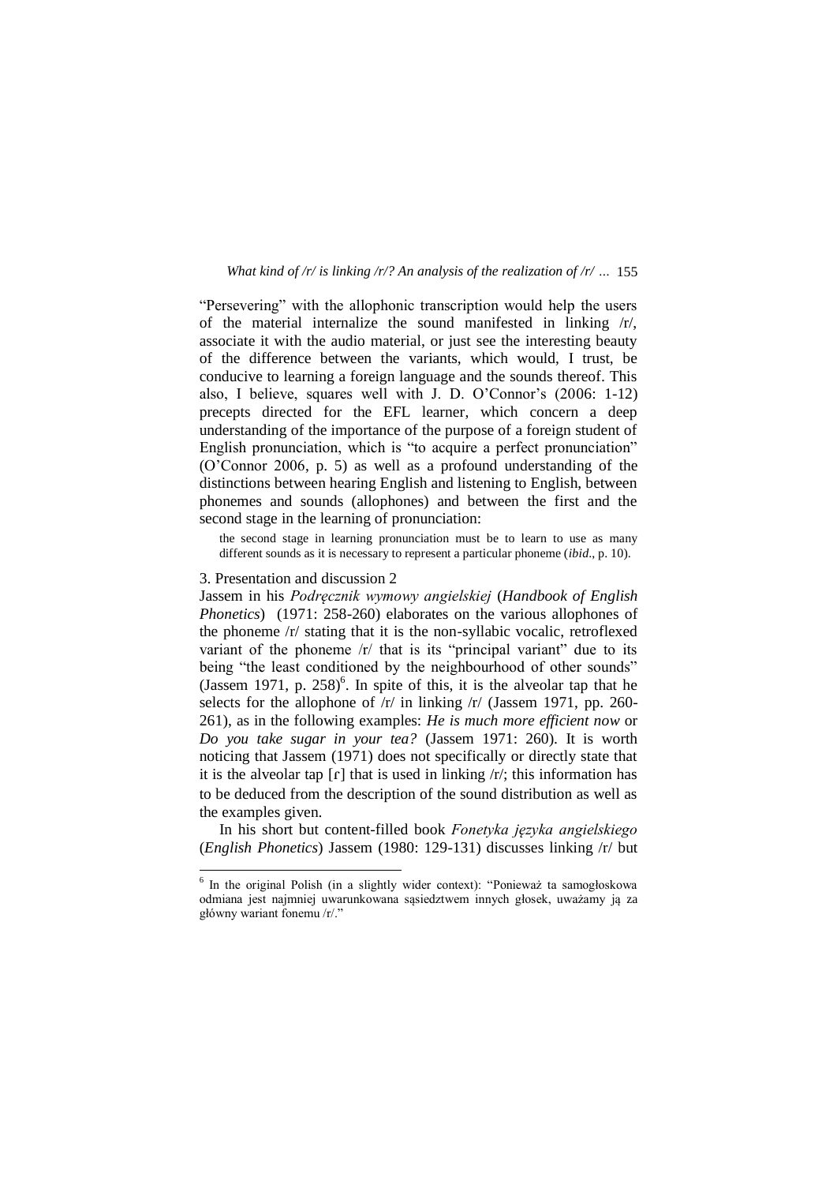"Persevering" with the allophonic transcription would help the users of the material internalize the sound manifested in linking /r/, associate it with the audio material, or just see the interesting beauty of the difference between the variants, which would, I trust, be conducive to learning a foreign language and the sounds thereof. This also, I believe, squares well with J. D. O'Connor's (2006: 1-12) precepts directed for the EFL learner, which concern a deep understanding of the importance of the purpose of a foreign student of English pronunciation, which is "to acquire a perfect pronunciation" (O'Connor 2006, p. 5) as well as a profound understanding of the distinctions between hearing English and listening to English, between phonemes and sounds (allophones) and between the first and the second stage in the learning of pronunciation:

> the second stage in learning pronunciation must be to learn to use as many different sounds as it is necessary to represent a particular phoneme (*ibid*., p. 10).

3. Presentation and discussion 2

Jassem in his *Podręcznik wymowy angielskiej* (*Handbook of English Phonetics*) (1971: 258-260) elaborates on the various allophones of the phoneme /r/ stating that it is the non-syllabic vocalic, retroflexed variant of the phoneme /r/ that is its "principal variant" due to its being "the least conditioned by the neighbourhood of other sounds" (Jassem 1971, p. 258)[6]. In spite of this, it is the alveolar tap that he selects for the allophone of /r/ in linking /r/ (Jassem 1971, pp. 260-261), as in the following examples: *He is much more efficient now* or *Do you take sugar in your tea?* (Jassem 1971: 260). It is worth noticing that Jassem (1971) does not specifically or directly state that it is the alveolar tap [ɾ] that is used in linking /r/; this information has to be deduced from the description of the sound distribution as well as the examples given.

In his short but content-filled book *Fonetyka języka angielskiego* (*English Phonetics*) Jassem (1980: 129-131) discusses linking /r/ but

[6] In the original Polish (in a slightly wider context): "Ponieważ ta samogłoskowa odmiana jest najmniej uwarunkowana sąsiedztwem innych głosek, uważamy ją za główny wariant fonemu /r/."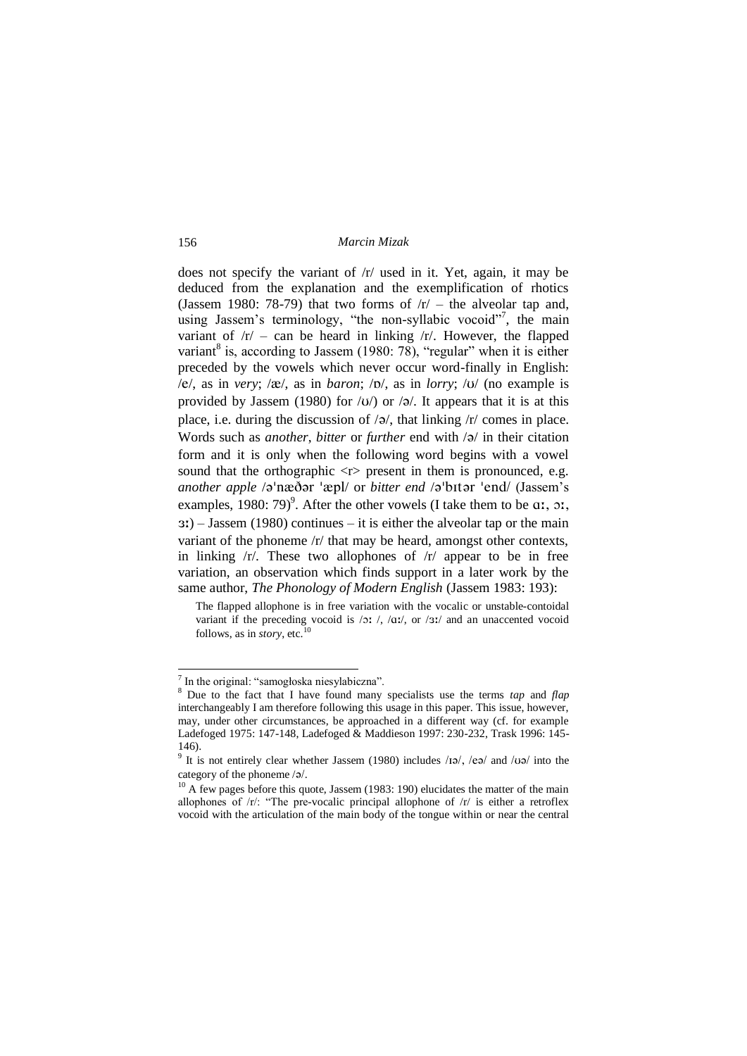does not specify the variant of /r/ used in it. Yet, again, it may be deduced from the explanation and the exemplification of rhotics (Jassem 1980: 78-79) that two forms of /r/ – the alveolar tap and, using Jassem's terminology, "the non-syllabic vocoid"[7], the main variant of /r/ – can be heard in linking /r/. However, the flapped variant[8] is, according to Jassem (1980: 78), "regular" when it is either preceded by the vowels which never occur word-finally in English: /e/, as in *very*; /æ/, as in *baron*; /ɒ/, as in *lorry*; /ʊ/ (no example is provided by Jassem (1980) for /ʊ/) or /ə/. It appears that it is at this place, i.e. during the discussion of /ə/, that linking /r/ comes in place. Words such as *another*, *bitter* or *further* end with /ə/ in their citation form and it is only when the following word begins with a vowel sound that the orthographic <r> present in them is pronounced, e.g. ***another apple*** /əˈnæðər ˈæpl/ or ***bitter end*** /əˈbɪtər ˈend/ (Jassem's examples, 1980: 79)[9]. After the other vowels (I take them to be ɑː, ɔː, ɜː) – Jassem (1980) continues – it is either the alveolar tap or the main variant of the phoneme /r/ that may be heard, amongst other contexts, in linking /r/. These two allophones of /r/ appear to be in free variation, an observation which finds support in a later work by the same author, *The Phonology of Modern English* (Jassem 1983: 193):

> The flapped allophone is in free variation with the vocalic or unstable-contoidal variant if the preceding vocoid is /ɔː /, /ɑː/, or /ɜː/ and an unaccented vocoid follows, as in *story*, etc.[10]

---

[7] In the original: "samogłoska niesylabiczna".

[8] Due to the fact that I have found many specialists use the terms *tap* and *flap* interchangeably I am therefore following this usage in this paper. This issue, however, may, under other circumstances, be approached in a different way (cf. for example Ladefoged 1975: 147-148, Ladefoged & Maddieson 1997: 230-232, Trask 1996: 145-146).

[9] It is not entirely clear whether Jassem (1980) includes /ɪə/, /eə/ and /ʊə/ into the category of the phoneme /ə/.

[10] A few pages before this quote, Jassem (1983: 190) elucidates the matter of the main allophones of /r/: "The pre-vocalic principal allophone of /r/ is either a retroflex vocoid with the articulation of the main body of the tongue within or near the central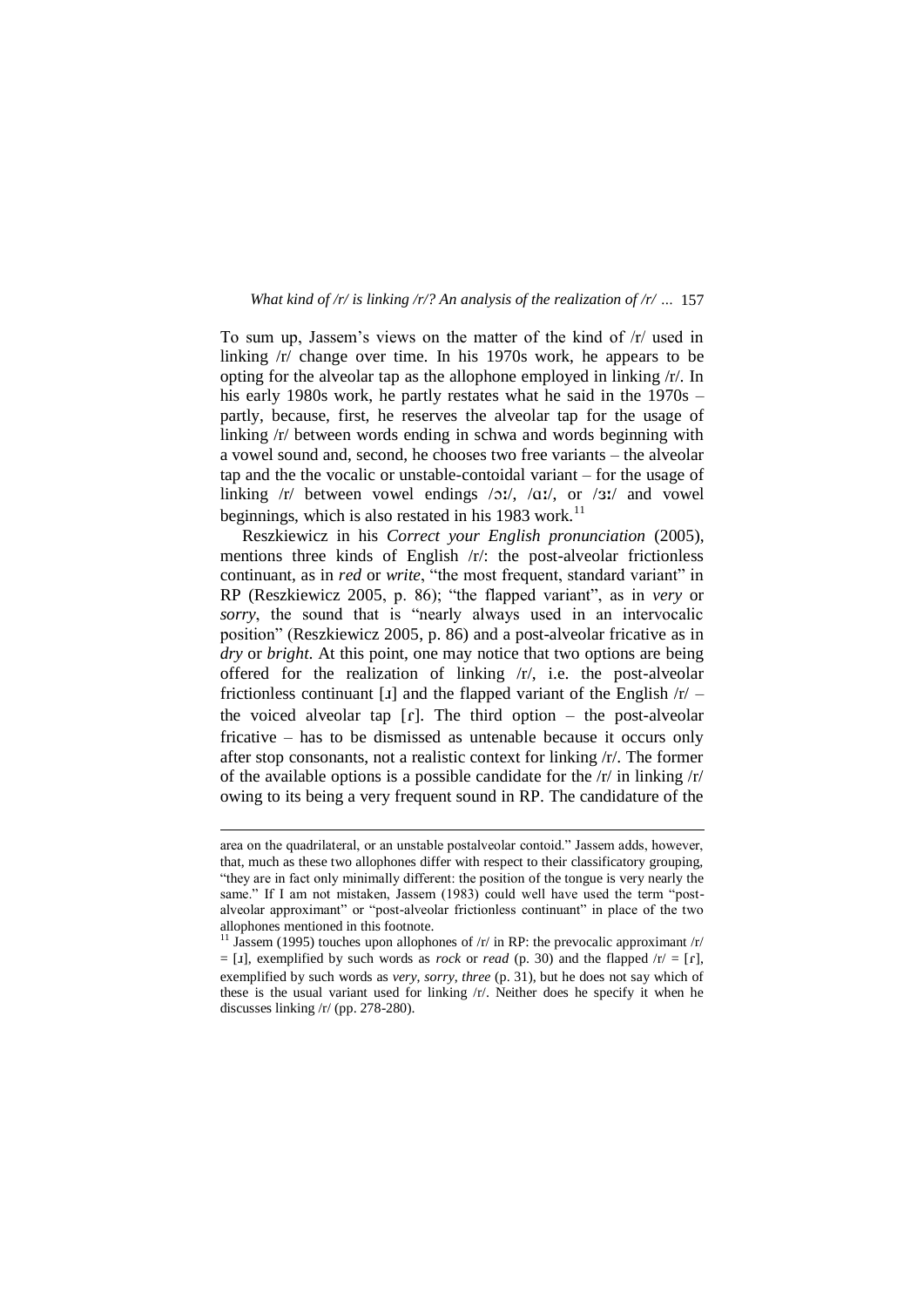To sum up, Jassem's views on the matter of the kind of /r/ used in linking /r/ change over time. In his 1970s work, he appears to be opting for the alveolar tap as the allophone employed in linking /r/. In his early 1980s work, he partly restates what he said in the 1970s – partly, because, first, he reserves the alveolar tap for the usage of linking /r/ between words ending in schwa and words beginning with a vowel sound and, second, he chooses two free variants – the alveolar tap and the the vocalic or unstable-contoidal variant – for the usage of linking /r/ between vowel endings /ɔː/, /ɑː/, or /ɜː/ and vowel beginnings, which is also restated in his 1983 work.[11]

Reszkiewicz in his *Correct your English pronunciation* (2005), mentions three kinds of English /r/: the post-alveolar frictionless continuant, as in *red* or *write*, "the most frequent, standard variant" in RP (Reszkiewicz 2005, p. 86); "the flapped variant", as in *very* or *sorry*, the sound that is "nearly always used in an intervocalic position" (Reszkiewicz 2005, p. 86) and a post-alveolar fricative as in *dry* or *bright*. At this point, one may notice that two options are being offered for the realization of linking /r/, i.e. the post-alveolar frictionless continuant [ɹ] and the flapped variant of the English /r/ – the voiced alveolar tap [ɾ]. The third option – the post-alveolar fricative – has to be dismissed as untenable because it occurs only after stop consonants, not a realistic context for linking /r/. The former of the available options is a possible candidate for the /r/ in linking /r/ owing to its being a very frequent sound in RP. The candidature of the

---

area on the quadrilateral, or an unstable postalveolar contoid." Jassem adds, however, that, much as these two allophones differ with respect to their classificatory grouping, "they are in fact only minimally different: the position of the tongue is very nearly the same." If I am not mistaken, Jassem (1983) could well have used the term "post-alveolar approximant" or "post-alveolar frictionless continuant" in place of the two allophones mentioned in this footnote.

[11] Jassem (1995) touches upon allophones of /r/ in RP: the prevocalic approximant /r/ = [ɹ], exemplified by such words as *rock* or *read* (p. 30) and the flapped /r/ = [ɾ], exemplified by such words as *very*, *sorry*, *three* (p. 31), but he does not say which of these is the usual variant used for linking /r/. Neither does he specify it when he discusses linking /r/ (pp. 278-280).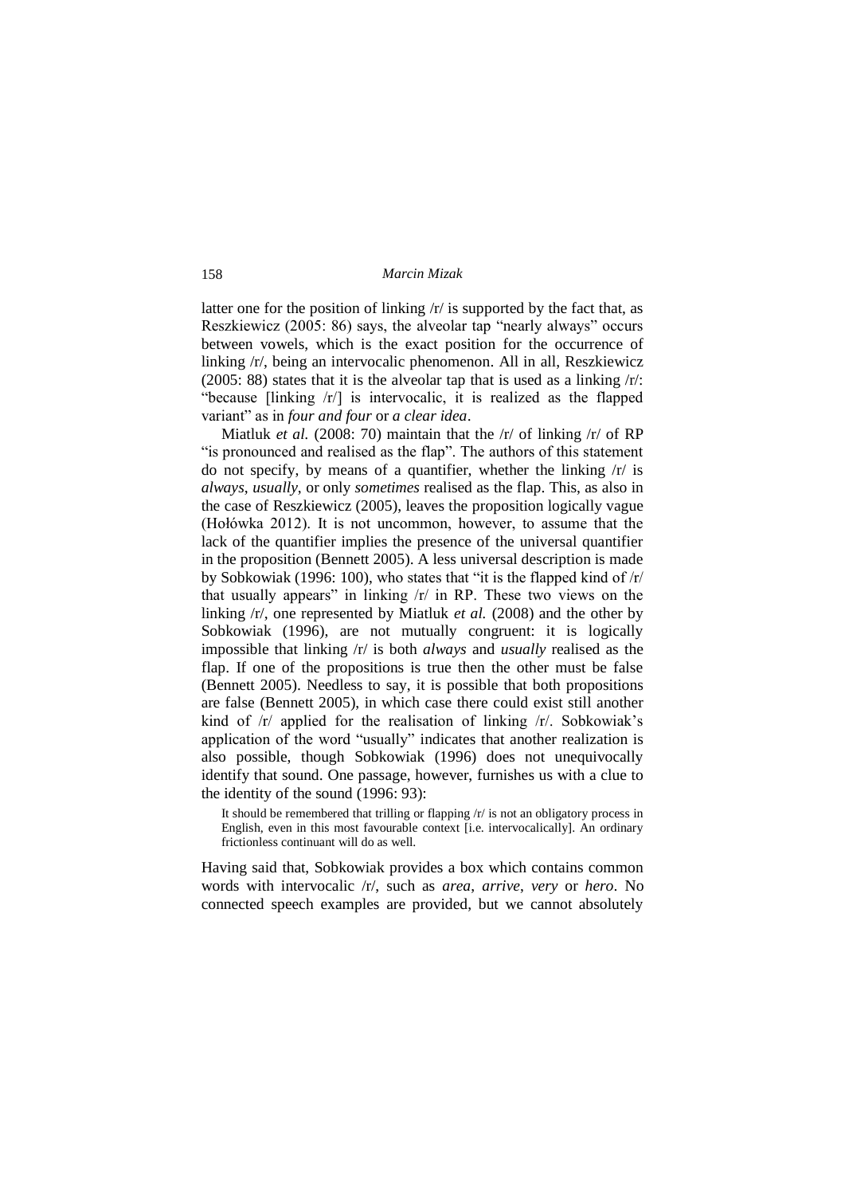latter one for the position of linking /r/ is supported by the fact that, as Reszkiewicz (2005: 86) says, the alveolar tap "nearly always" occurs between vowels, which is the exact position for the occurrence of linking /r/, being an intervocalic phenomenon. All in all, Reszkiewicz (2005: 88) states that it is the alveolar tap that is used as a linking /r/: "because [linking /r/] is intervocalic, it is realized as the flapped variant" as in *four and four* or *a clear idea*.

Miatluk *et al.* (2008: 70) maintain that the /r/ of linking /r/ of RP "is pronounced and realised as the flap". The authors of this statement do not specify, by means of a quantifier, whether the linking /r/ is *always*, *usually*, or only *sometimes* realised as the flap. This, as also in the case of Reszkiewicz (2005), leaves the proposition logically vague (Hołówka 2012). It is not uncommon, however, to assume that the lack of the quantifier implies the presence of the universal quantifier in the proposition (Bennett 2005). A less universal description is made by Sobkowiak (1996: 100), who states that "it is the flapped kind of /r/ that usually appears" in linking /r/ in RP. These two views on the linking /r/, one represented by Miatluk *et al.* (2008) and the other by Sobkowiak (1996), are not mutually congruent: it is logically impossible that linking /r/ is both *always* and *usually* realised as the flap. If one of the propositions is true then the other must be false (Bennett 2005). Needless to say, it is possible that both propositions are false (Bennett 2005), in which case there could exist still another kind of /r/ applied for the realisation of linking /r/. Sobkowiak's application of the word "usually" indicates that another realization is also possible, though Sobkowiak (1996) does not unequivocally identify that sound. One passage, however, furnishes us with a clue to the identity of the sound (1996: 93):

> It should be remembered that trilling or flapping /r/ is not an obligatory process in English, even in this most favourable context [i.e. intervocalically]. An ordinary frictionless continuant will do as well.

Having said that, Sobkowiak provides a box which contains common words with intervocalic /r/, such as *area*, *arrive*, *very* or *hero*. No connected speech examples are provided, but we cannot absolutely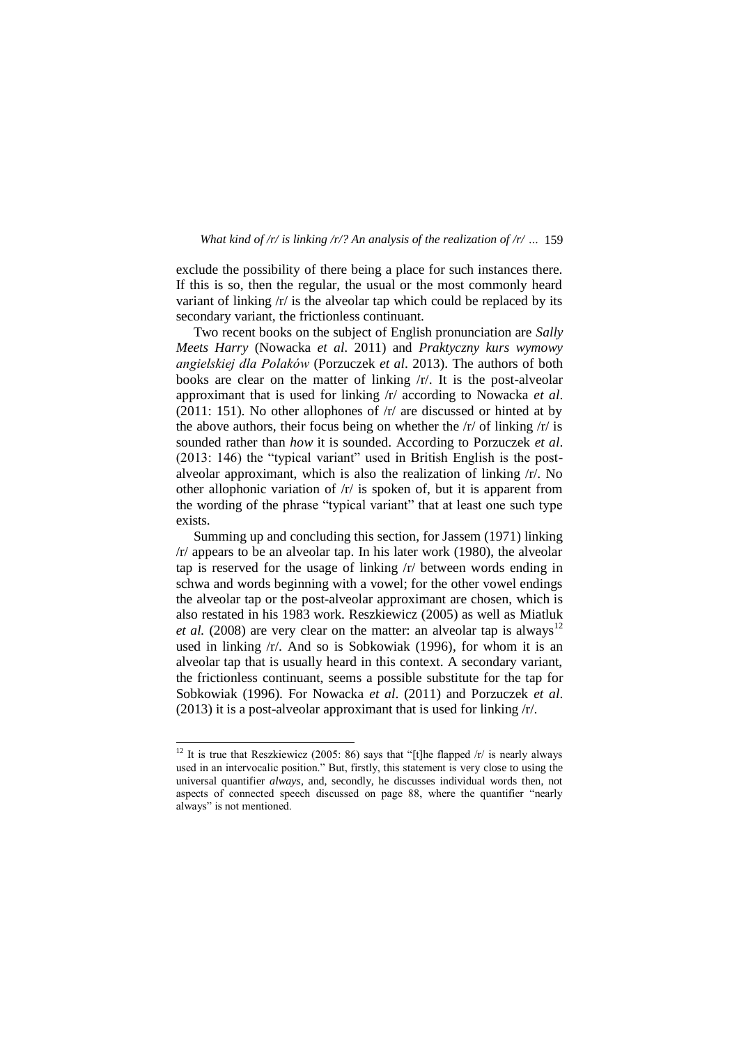exclude the possibility of there being a place for such instances there. If this is so, then the regular, the usual or the most commonly heard variant of linking /r/ is the alveolar tap which could be replaced by its secondary variant, the frictionless continuant.

Two recent books on the subject of English pronunciation are *Sally Meets Harry* (Nowacka *et al*. 2011) and *Praktyczny kurs wymowy angielskiej dla Polaków* (Porzuczek *et al*. 2013). The authors of both books are clear on the matter of linking /r/. It is the post-alveolar approximant that is used for linking /r/ according to Nowacka *et al*. (2011: 151). No other allophones of /r/ are discussed or hinted at by the above authors, their focus being on whether the /r/ of linking /r/ is sounded rather than *how* it is sounded. According to Porzuczek *et al*. (2013: 146) the "typical variant" used in British English is the post-alveolar approximant, which is also the realization of linking /r/. No other allophonic variation of /r/ is spoken of, but it is apparent from the wording of the phrase "typical variant" that at least one such type exists.

Summing up and concluding this section, for Jassem (1971) linking /r/ appears to be an alveolar tap. In his later work (1980), the alveolar tap is reserved for the usage of linking /r/ between words ending in schwa and words beginning with a vowel; for the other vowel endings the alveolar tap or the post-alveolar approximant are chosen, which is also restated in his 1983 work. Reszkiewicz (2005) as well as Miatluk *et al.* (2008) are very clear on the matter: an alveolar tap is always[12] used in linking /r/. And so is Sobkowiak (1996), for whom it is an alveolar tap that is usually heard in this context. A secondary variant, the frictionless continuant, seems a possible substitute for the tap for Sobkowiak (1996). For Nowacka *et al*. (2011) and Porzuczek *et al*. (2013) it is a post-alveolar approximant that is used for linking /r/.

---

[12] It is true that Reszkiewicz (2005: 86) says that "[t]he flapped /r/ is nearly always used in an intervocalic position." But, firstly, this statement is very close to using the universal quantifier *always*, and, secondly, he discusses individual words then, not aspects of connected speech discussed on page 88, where the quantifier "nearly always" is not mentioned.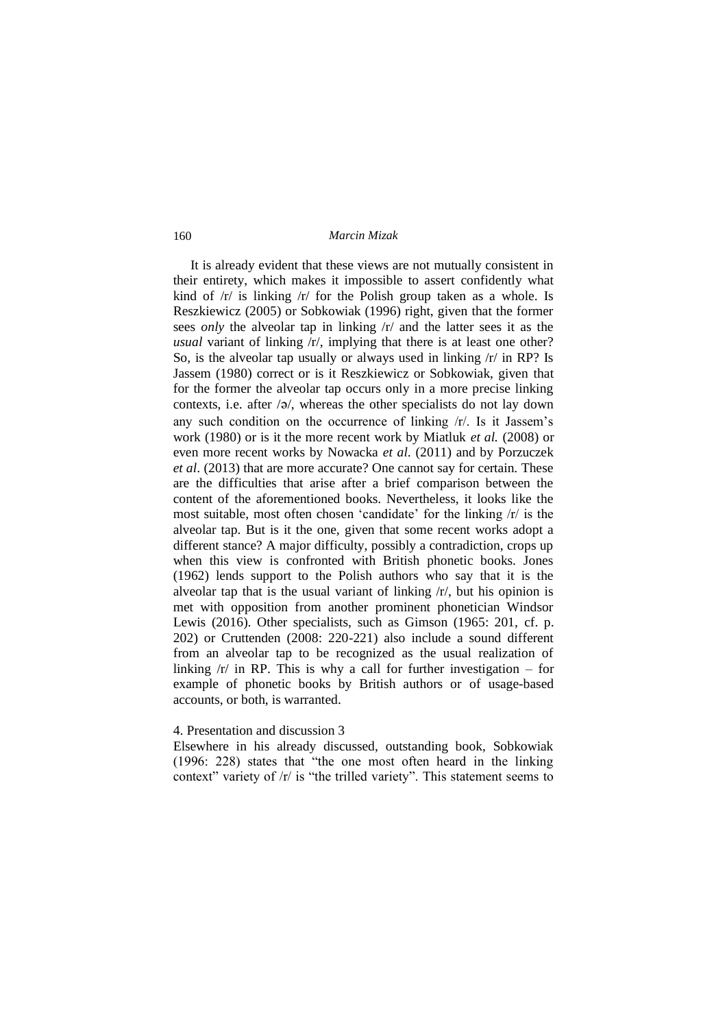It is already evident that these views are not mutually consistent in their entirety, which makes it impossible to assert confidently what kind of /r/ is linking /r/ for the Polish group taken as a whole. Is Reszkiewicz (2005) or Sobkowiak (1996) right, given that the former sees *only* the alveolar tap in linking /r/ and the latter sees it as the *usual* variant of linking /r/, implying that there is at least one other? So, is the alveolar tap usually or always used in linking /r/ in RP? Is Jassem (1980) correct or is it Reszkiewicz or Sobkowiak, given that for the former the alveolar tap occurs only in a more precise linking contexts, i.e. after /ə/, whereas the other specialists do not lay down any such condition on the occurrence of linking /r/. Is it Jassem's work (1980) or is it the more recent work by Miatluk *et al.* (2008) or even more recent works by Nowacka *et al*. (2011) and by Porzuczek *et al*. (2013) that are more accurate? One cannot say for certain. These are the difficulties that arise after a brief comparison between the content of the aforementioned books. Nevertheless, it looks like the most suitable, most often chosen 'candidate' for the linking /r/ is the alveolar tap. But is it the one, given that some recent works adopt a different stance? A major difficulty, possibly a contradiction, crops up when this view is confronted with British phonetic books. Jones (1962) lends support to the Polish authors who say that it is the alveolar tap that is the usual variant of linking /r/, but his opinion is met with opposition from another prominent phonetician Windsor Lewis (2016). Other specialists, such as Gimson (1965: 201, cf. p. 202) or Cruttenden (2008: 220-221) also include a sound different from an alveolar tap to be recognized as the usual realization of linking /r/ in RP. This is why a call for further investigation – for example of phonetic books by British authors or of usage-based accounts, or both, is warranted.

4. Presentation and discussion 3

Elsewhere in his already discussed, outstanding book, Sobkowiak (1996: 228) states that "the one most often heard in the linking context" variety of /r/ is "the trilled variety". This statement seems to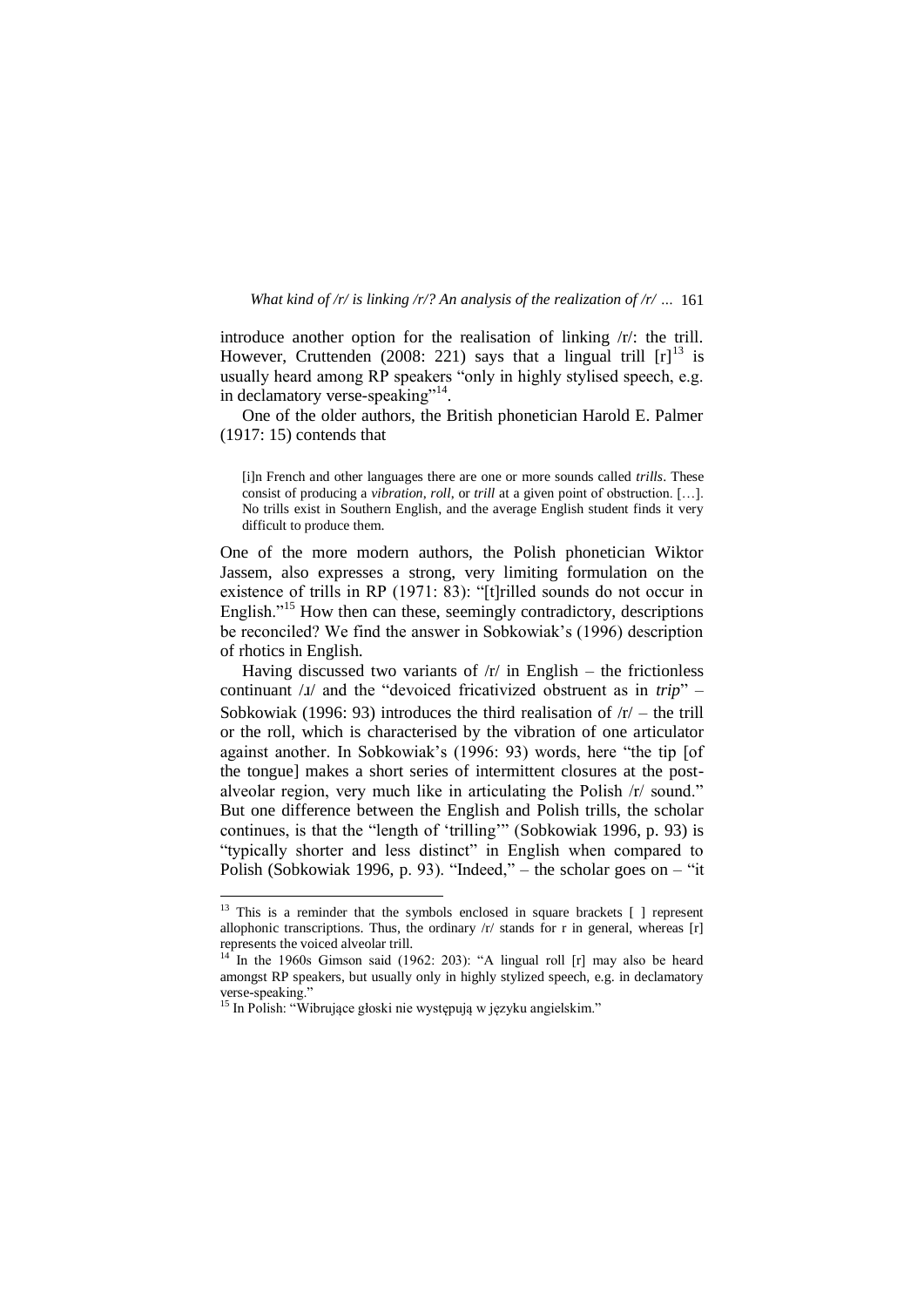introduce another option for the realisation of linking /r/: the trill. However, Cruttenden (2008: 221) says that a lingual trill [r][13] is usually heard among RP speakers "only in highly stylised speech, e.g. in declamatory verse-speaking"[14].

One of the older authors, the British phonetician Harold E. Palmer (1917: 15) contends that

> [i]n French and other languages there are one or more sounds called *trills*. These consist of producing a *vibration, roll*, or *trill* at a given point of obstruction. […]. No trills exist in Southern English, and the average English student finds it very difficult to produce them.

One of the more modern authors, the Polish phonetician Wiktor Jassem, also expresses a strong, very limiting formulation on the existence of trills in RP (1971: 83): "[t]rilled sounds do not occur in English."[15] How then can these, seemingly contradictory, descriptions be reconciled? We find the answer in Sobkowiak's (1996) description of rhotics in English.

Having discussed two variants of /r/ in English – the frictionless continuant /ɹ/ and the "devoiced fricativized obstruent as in *trip*" – Sobkowiak (1996: 93) introduces the third realisation of /r/ – the trill or the roll, which is characterised by the vibration of one articulator against another. In Sobkowiak's (1996: 93) words, here "the tip [of the tongue] makes a short series of intermittent closures at the post-alveolar region, very much like in articulating the Polish /r/ sound." But one difference between the English and Polish trills, the scholar continues, is that the "length of 'trilling'" (Sobkowiak 1996, p. 93) is "typically shorter and less distinct" in English when compared to Polish (Sobkowiak 1996, p. 93). "Indeed," – the scholar goes on – "it

---

[13] This is a reminder that the symbols enclosed in square brackets [ ] represent allophonic transcriptions. Thus, the ordinary /r/ stands for r in general, whereas [r] represents the voiced alveolar trill.

[14] In the 1960s Gimson said (1962: 203): "A lingual roll [r] may also be heard amongst RP speakers, but usually only in highly stylized speech, e.g. in declamatory verse-speaking."

[15] In Polish: "Wibrujące głoski nie występują w języku angielskim."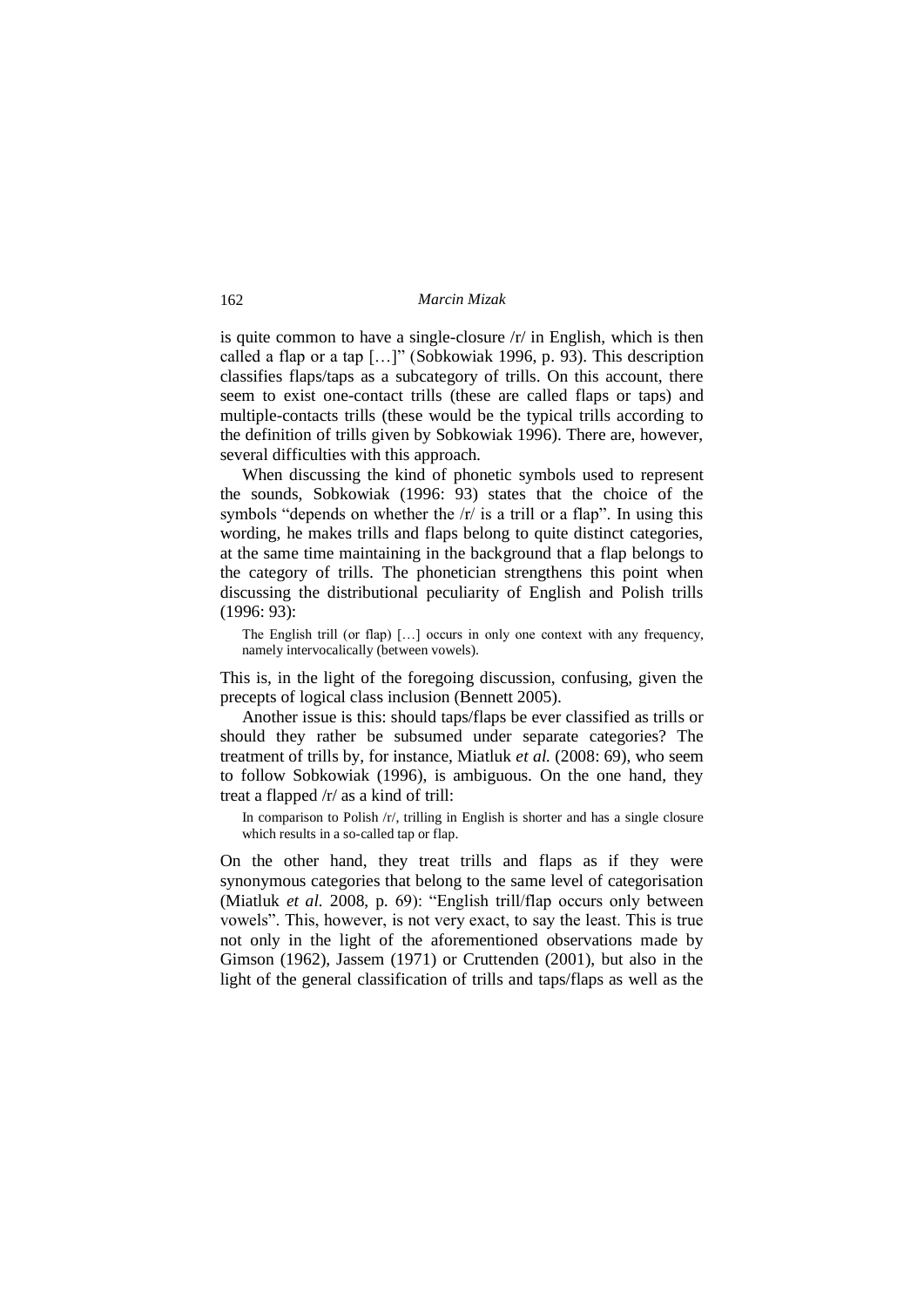is quite common to have a single-closure /r/ in English, which is then called a flap or a tap […]" (Sobkowiak 1996, p. 93). This description classifies flaps/taps as a subcategory of trills. On this account, there seem to exist one-contact trills (these are called flaps or taps) and multiple-contacts trills (these would be the typical trills according to the definition of trills given by Sobkowiak 1996). There are, however, several difficulties with this approach.

When discussing the kind of phonetic symbols used to represent the sounds, Sobkowiak (1996: 93) states that the choice of the symbols "depends on whether the /r/ is a trill or a flap". In using this wording, he makes trills and flaps belong to quite distinct categories, at the same time maintaining in the background that a flap belongs to the category of trills. The phonetician strengthens this point when discussing the distributional peculiarity of English and Polish trills (1996: 93):

> The English trill (or flap) […] occurs in only one context with any frequency, namely intervocalically (between vowels).

This is, in the light of the foregoing discussion, confusing, given the precepts of logical class inclusion (Bennett 2005).

Another issue is this: should taps/flaps be ever classified as trills or should they rather be subsumed under separate categories? The treatment of trills by, for instance, Miatluk *et al.* (2008: 69), who seem to follow Sobkowiak (1996), is ambiguous. On the one hand, they treat a flapped /r/ as a kind of trill:

> In comparison to Polish /r/, trilling in English is shorter and has a single closure which results in a so-called tap or flap.

On the other hand, they treat trills and flaps as if they were synonymous categories that belong to the same level of categorisation (Miatluk *et al.* 2008, p. 69): "English trill/flap occurs only between vowels". This, however, is not very exact, to say the least. This is true not only in the light of the aforementioned observations made by Gimson (1962), Jassem (1971) or Cruttenden (2001), but also in the light of the general classification of trills and taps/flaps as well as the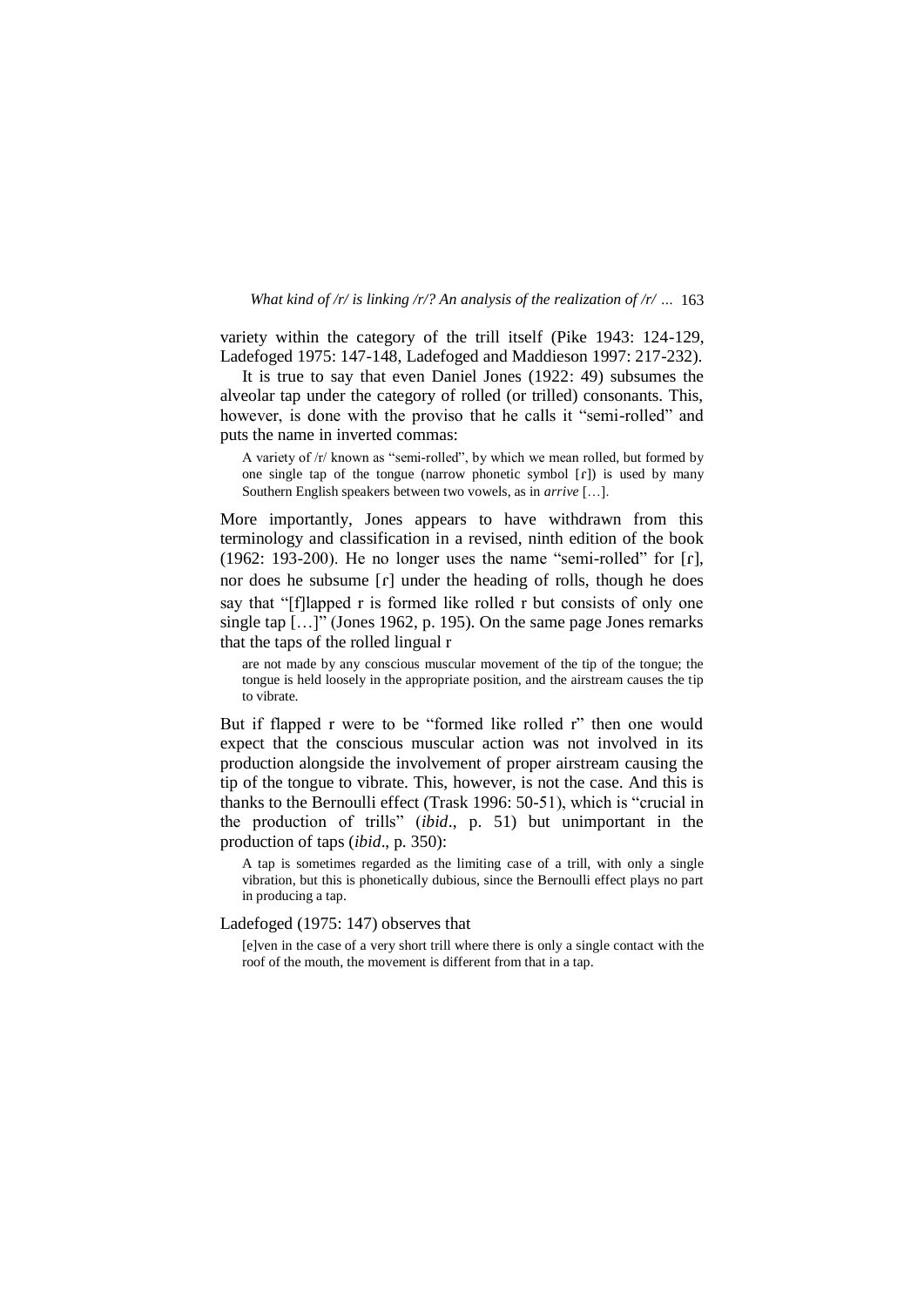variety within the category of the trill itself (Pike 1943: 124-129, Ladefoged 1975: 147-148, Ladefoged and Maddieson 1997: 217-232).

It is true to say that even Daniel Jones (1922: 49) subsumes the alveolar tap under the category of rolled (or trilled) consonants. This, however, is done with the proviso that he calls it "semi-rolled" and puts the name in inverted commas:

> A variety of /r/ known as "semi-rolled", by which we mean rolled, but formed by one single tap of the tongue (narrow phonetic symbol [ɾ]) is used by many Southern English speakers between two vowels, as in *arrive* […].

More importantly, Jones appears to have withdrawn from this terminology and classification in a revised, ninth edition of the book (1962: 193-200). He no longer uses the name "semi-rolled" for [ɾ], nor does he subsume [ɾ] under the heading of rolls, though he does say that "[f]lapped r is formed like rolled r but consists of only one single tap […]" (Jones 1962, p. 195). On the same page Jones remarks that the taps of the rolled lingual r

> are not made by any conscious muscular movement of the tip of the tongue; the tongue is held loosely in the appropriate position, and the airstream causes the tip to vibrate.

But if flapped r were to be "formed like rolled r" then one would expect that the conscious muscular action was not involved in its production alongside the involvement of proper airstream causing the tip of the tongue to vibrate. This, however, is not the case. And this is thanks to the Bernoulli effect (Trask 1996: 50-51), which is "crucial in the production of trills" (*ibid*., p. 51) but unimportant in the production of taps (*ibid*., p. 350):

> A tap is sometimes regarded as the limiting case of a trill, with only a single vibration, but this is phonetically dubious, since the Bernoulli effect plays no part in producing a tap.

Ladefoged (1975: 147) observes that

> [e]ven in the case of a very short trill where there is only a single contact with the roof of the mouth, the movement is different from that in a tap.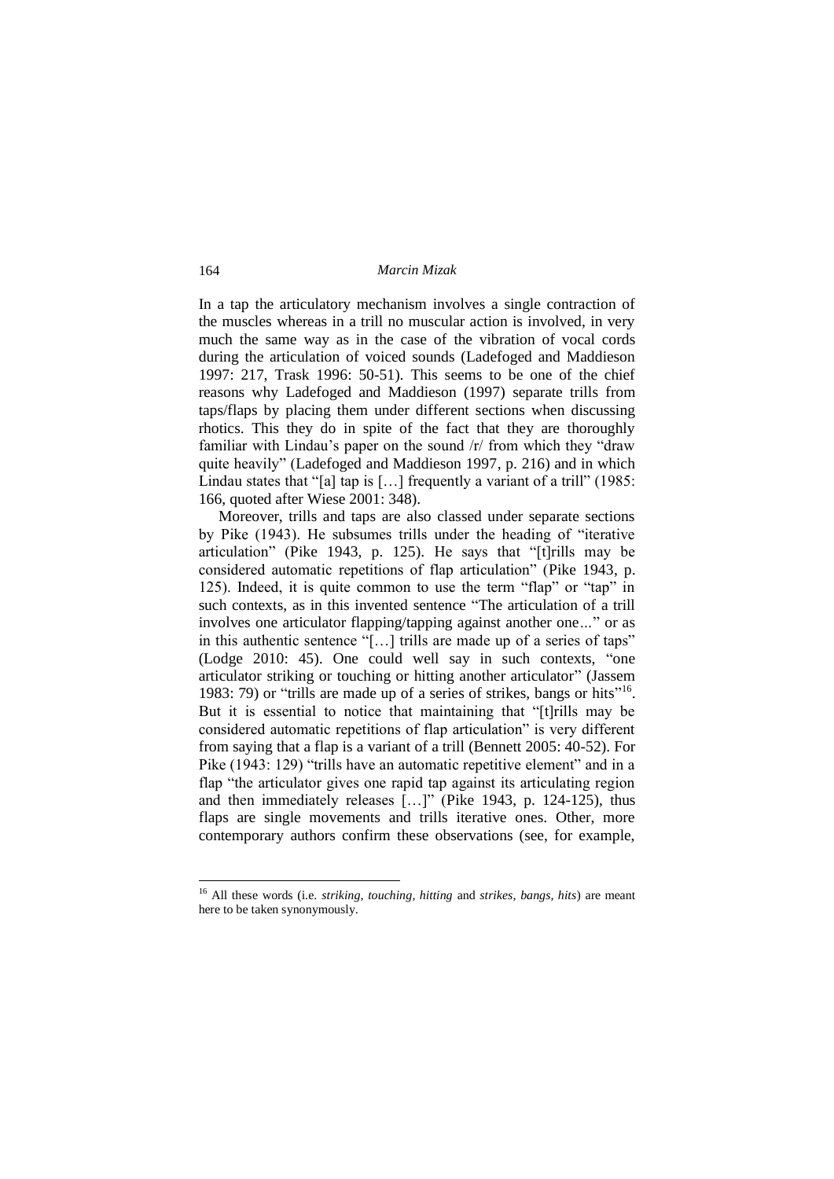In a tap the articulatory mechanism involves a single contraction of the muscles whereas in a trill no muscular action is involved, in very much the same way as in the case of the vibration of vocal cords during the articulation of voiced sounds (Ladefoged and Maddieson 1997: 217, Trask 1996: 50-51). This seems to be one of the chief reasons why Ladefoged and Maddieson (1997) separate trills from taps/flaps by placing them under different sections when discussing rhotics. This they do in spite of the fact that they are thoroughly familiar with Lindau's paper on the sound /r/ from which they "draw quite heavily" (Ladefoged and Maddieson 1997, p. 216) and in which Lindau states that "[a] tap is […] frequently a variant of a trill" (1985: 166, quoted after Wiese 2001: 348).

Moreover, trills and taps are also classed under separate sections by Pike (1943). He subsumes trills under the heading of "iterative articulation" (Pike 1943, p. 125). He says that "[t]rills may be considered automatic repetitions of flap articulation" (Pike 1943, p. 125). Indeed, it is quite common to use the term "flap" or "tap" in such contexts, as in this invented sentence "The articulation of a trill involves one articulator flapping/tapping against another one..." or as in this authentic sentence "[…] trills are made up of a series of taps" (Lodge 2010: 45). One could well say in such contexts, "one articulator striking or touching or hitting another articulator" (Jassem 1983: 79) or "trills are made up of a series of strikes, bangs or hits"[16]. But it is essential to notice that maintaining that "[t]rills may be considered automatic repetitions of flap articulation" is very different from saying that a flap is a variant of a trill (Bennett 2005: 40-52). For Pike (1943: 129) "trills have an automatic repetitive element" and in a flap "the articulator gives one rapid tap against its articulating region and then immediately releases […]" (Pike 1943, p. 124-125), thus flaps are single movements and trills iterative ones. Other, more contemporary authors confirm these observations (see, for example,

[16] All these words (i.e. *striking, touching, hitting* and *strikes, bangs, hits*) are meant here to be taken synonymously.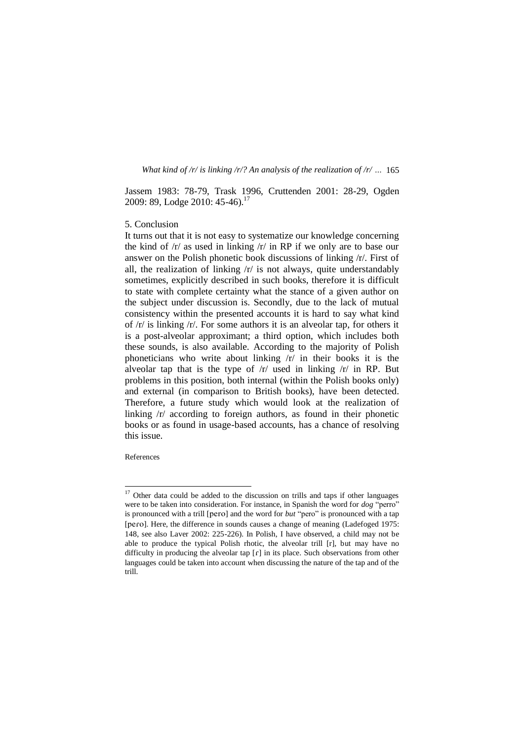Jassem 1983: 78-79, Trask 1996, Cruttenden 2001: 28-29, Ogden 2009: 89, Lodge 2010: 45-46).[17]

## 5. Conclusion

It turns out that it is not easy to systematize our knowledge concerning the kind of /r/ as used in linking /r/ in RP if we only are to base our answer on the Polish phonetic book discussions of linking /r/. First of all, the realization of linking /r/ is not always, quite understandably sometimes, explicitly described in such books, therefore it is difficult to state with complete certainty what the stance of a given author on the subject under discussion is. Secondly, due to the lack of mutual consistency within the presented accounts it is hard to say what kind of /r/ is linking /r/. For some authors it is an alveolar tap, for others it is a post-alveolar approximant; a third option, which includes both these sounds, is also available. According to the majority of Polish phoneticians who write about linking /r/ in their books it is the alveolar tap that is the type of /r/ used in linking /r/ in RP. But problems in this position, both internal (within the Polish books only) and external (in comparison to British books), have been detected. Therefore, a future study which would look at the realization of linking /r/ according to foreign authors, as found in their phonetic books or as found in usage-based accounts, has a chance of resolving this issue.

References

---

[17] Other data could be added to the discussion on trills and taps if other languages were to be taken into consideration. For instance, in Spanish the word for *dog* "perro" is pronounced with a trill [pero] and the word for *but* "pero" is pronounced with a tap [peɾo]. Here, the difference in sounds causes a change of meaning (Ladefoged 1975: 148, see also Laver 2002: 225-226). In Polish, I have observed, a child may not be able to produce the typical Polish rhotic, the alveolar trill [r], but may have no difficulty in producing the alveolar tap [ɾ] in its place. Such observations from other languages could be taken into account when discussing the nature of the tap and of the trill.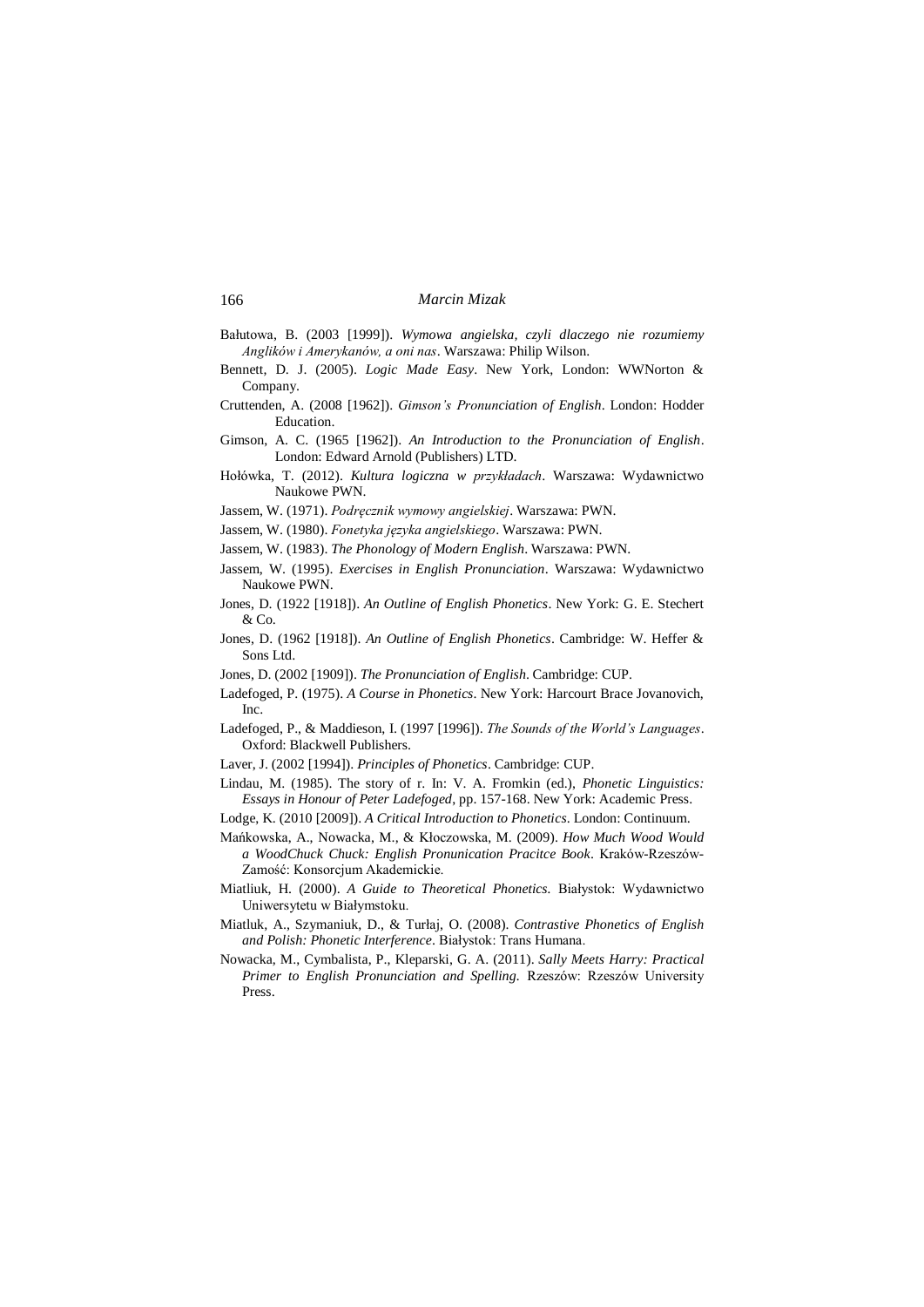Bałutowa, B. (2003 [1999]). *Wymowa angielska, czyli dlaczego nie rozumiemy Anglików i Amerykanów, a oni nas*. Warszawa: Philip Wilson.

Bennett, D. J. (2005). *Logic Made Easy*. New York, London: WWNorton & Company.

Cruttenden, A. (2008 [1962]). *Gimson's Pronunciation of English*. London: Hodder Education.

Gimson, A. C. (1965 [1962]). *An Introduction to the Pronunciation of English*. London: Edward Arnold (Publishers) LTD.

Hołówka, T. (2012). *Kultura logiczna w przykładach*. Warszawa: Wydawnictwo Naukowe PWN.

Jassem, W. (1971). *Podręcznik wymowy angielskiej*. Warszawa: PWN.

Jassem, W. (1980). *Fonetyka języka angielskiego*. Warszawa: PWN.

Jassem, W. (1983). *The Phonology of Modern English*. Warszawa: PWN.

Jassem, W. (1995). *Exercises in English Pronunciation*. Warszawa: Wydawnictwo Naukowe PWN.

Jones, D. (1922 [1918]). *An Outline of English Phonetics*. New York: G. E. Stechert & Co.

Jones, D. (1962 [1918]). *An Outline of English Phonetics*. Cambridge: W. Heffer & Sons Ltd.

Jones, D. (2002 [1909]). *The Pronunciation of English*. Cambridge: CUP.

Ladefoged, P. (1975). *A Course in Phonetics*. New York: Harcourt Brace Jovanovich, Inc.

Ladefoged, P., & Maddieson, I. (1997 [1996]). *The Sounds of the World's Languages*. Oxford: Blackwell Publishers.

Laver, J. (2002 [1994]). *Principles of Phonetics*. Cambridge: CUP.

Lindau, M. (1985). The story of r. In: V. A. Fromkin (ed.), *Phonetic Linguistics: Essays in Honour of Peter Ladefoged*, pp. 157-168. New York: Academic Press.

Lodge, K. (2010 [2009]). *A Critical Introduction to Phonetics*. London: Continuum.

Mańkowska, A., Nowacka, M., & Kłoczowska, M. (2009). *How Much Wood Would a WoodChuck Chuck: English Pronunication Pracitce Book*. Kraków-Rzeszów-Zamość: Konsorcjum Akademickie.

Miatliuk, H. (2000). *A Guide to Theoretical Phonetics*. Białystok: Wydawnictwo Uniwersytetu w Białymstoku.

Miatluk, A., Szymaniuk, D., & Turłaj, O. (2008). *Contrastive Phonetics of English and Polish: Phonetic Interference*. Białystok: Trans Humana.

Nowacka, M., Cymbalista, P., Kleparski, G. A. (2011). *Sally Meets Harry: Practical Primer to English Pronunciation and Spelling*. Rzeszów: Rzeszów University Press.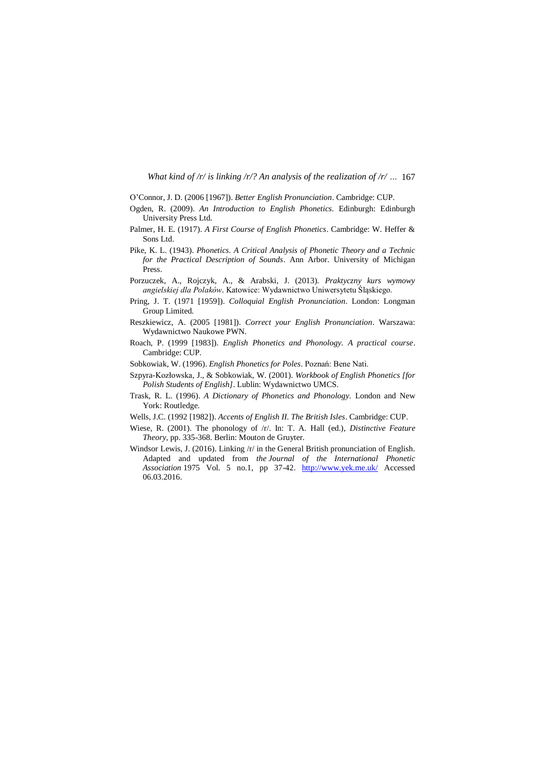O'Connor, J. D. (2006 [1967]). *Better English Pronunciation*. Cambridge: CUP.

Ogden, R. (2009). *An Introduction to English Phonetics*. Edinburgh: Edinburgh University Press Ltd.

Palmer, H. E. (1917). *A First Course of English Phonetics*. Cambridge: W. Heffer & Sons Ltd.

Pike, K. L. (1943). *Phonetics. A Critical Analysis of Phonetic Theory and a Technic for the Practical Description of Sounds*. Ann Arbor. University of Michigan Press.

Porzuczek, A., Rojczyk, A., & Arabski, J. (2013). *Praktyczny kurs wymowy angielskiej dla Polaków*. Katowice: Wydawnictwo Uniwersytetu Śląskiego.

Pring, J. T. (1971 [1959]). *Colloquial English Pronunciation*. London: Longman Group Limited.

Reszkiewicz, A. (2005 [1981]). *Correct your English Pronunciation*. Warszawa: Wydawnictwo Naukowe PWN.

Roach, P. (1999 [1983]). *English Phonetics and Phonology. A practical course*. Cambridge: CUP.

Sobkowiak, W. (1996). *English Phonetics for Poles*. Poznań: Bene Nati.

Szpyra-Kozłowska, J., & Sobkowiak, W. (2001). *Workbook of English Phonetics [for Polish Students of English]*. Lublin: Wydawnictwo UMCS.

Trask, R. L. (1996). *A Dictionary of Phonetics and Phonology*. London and New York: Routledge.

Wells, J.C. (1992 [1982]). *Accents of English II. The British Isles*. Cambridge: CUP.

Wiese, R. (2001). The phonology of /r/. In: T. A. Hall (ed.), *Distinctive Feature Theory*, pp. 335-368. Berlin: Mouton de Gruyter.

Windsor Lewis, J. (2016). Linking /r/ in the General British pronunciation of English. Adapted and updated from *the Journal of the International Phonetic Association* 1975 Vol. 5 no.1, pp 37-42. http://www.yek.me.uk/ Accessed 06.03.2016.